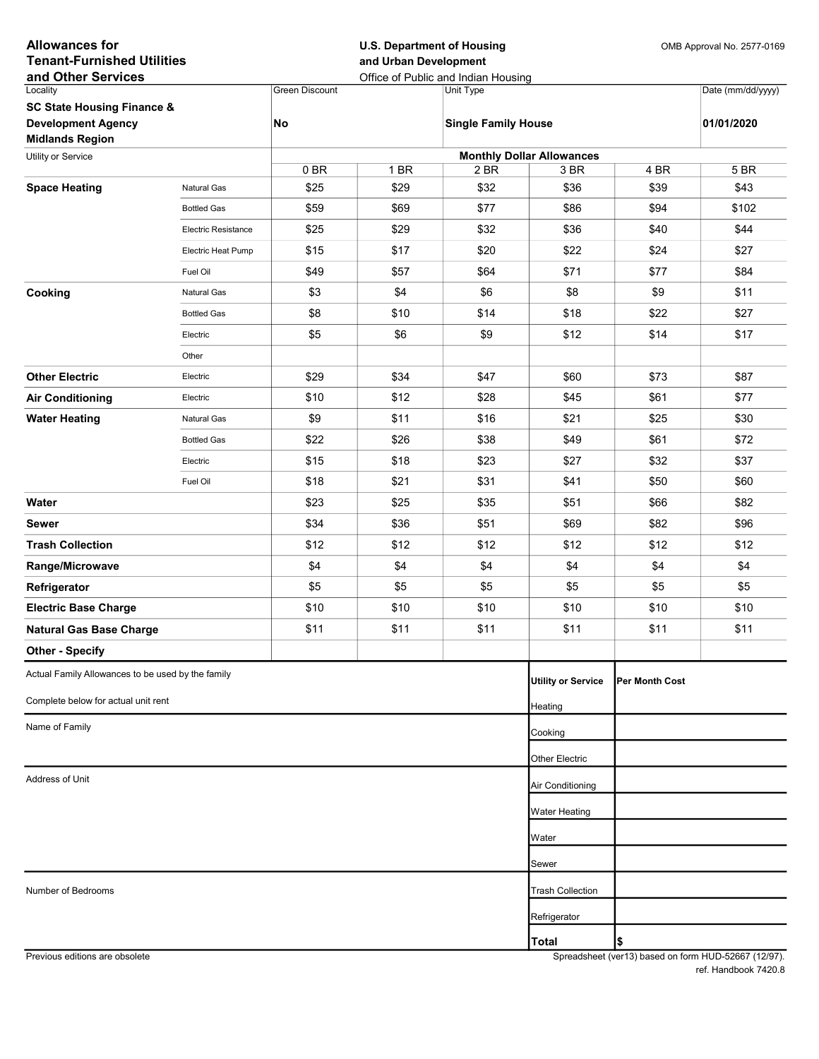**Allowances for Tenant-Furnished Utilities and Other Services**

**U.S. Department of Housing and Urban Development**
Office of Public and Indian Housing

OMB Approval No. 2577-0169

| Locality | Green Discount | Unit Type | Date (mm/dd/yyyy) |
|---|---|---|---|
| **SC State Housing Finance & Development Agency Midlands Region** | **No** | **Single Family House** | **01/01/2020** |

| Utility or Service | | Monthly Dollar Allowances | | | | | |
|---|---|---|---|---|---|---|---|
| | | 0 BR | 1 BR | 2 BR | 3 BR | 4 BR | 5 BR |
| **Space Heating** | Natural Gas | $25 | $29 | $32 | $36 | $39 | $43 |
| | Bottled Gas | $59 | $69 | $77 | $86 | $94 | $102 |
| | Electric Resistance | $25 | $29 | $32 | $36 | $40 | $44 |
| | Electric Heat Pump | $15 | $17 | $20 | $22 | $24 | $27 |
| | Fuel Oil | $49 | $57 | $64 | $71 | $77 | $84 |
| **Cooking** | Natural Gas | $3 | $4 | $6 | $8 | $9 | $11 |
| | Bottled Gas | $8 | $10 | $14 | $18 | $22 | $27 |
| | Electric | $5 | $6 | $9 | $12 | $14 | $17 |
| | Other | | | | | | |
| **Other Electric** | Electric | $29 | $34 | $47 | $60 | $73 | $87 |
| **Air Conditioning** | Electric | $10 | $12 | $28 | $45 | $61 | $77 |
| **Water Heating** | Natural Gas | $9 | $11 | $16 | $21 | $25 | $30 |
| | Bottled Gas | $22 | $26 | $38 | $49 | $61 | $72 |
| | Electric | $15 | $18 | $23 | $27 | $32 | $37 |
| | Fuel Oil | $18 | $21 | $31 | $41 | $50 | $60 |
| **Water** | | $23 | $25 | $35 | $51 | $66 | $82 |
| **Sewer** | | $34 | $36 | $51 | $69 | $82 | $96 |
| **Trash Collection** | | $12 | $12 | $12 | $12 | $12 | $12 |
| **Range/Microwave** | | $4 | $4 | $4 | $4 | $4 | $4 |
| **Refrigerator** | | $5 | $5 | $5 | $5 | $5 | $5 |
| **Electric Base Charge** | | $10 | $10 | $10 | $10 | $10 | $10 |
| **Natural Gas Base Charge** | | $11 | $11 | $11 | $11 | $11 | $11 |
| **Other - Specify** | | | | | | | |

Actual Family Allowances to be used by the family

Complete below for actual unit rent

Name of Family

Address of Unit

Number of Bedrooms

| Utility or Service | Per Month Cost |
|---|---|
| Heating | |
| Cooking | |
| Other Electric | |
| Air Conditioning | |
| Water Heating | |
| Water | |
| Sewer | |
| Trash Collection | |
| Refrigerator | |
| **Total** | **$** |

Previous editions are obsolete

Spreadsheet (ver13) based on form HUD-52667 (12/97).
ref. Handbook 7420.8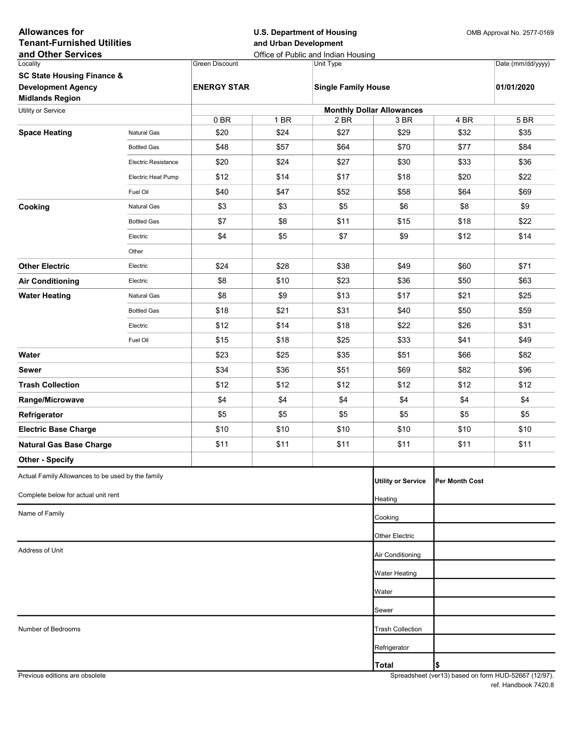**Allowances for Tenant-Furnished Utilities and Other Services**

**U.S. Department of Housing and Urban Development**
Office of Public and Indian Housing

OMB Approval No. 2577-0169

| Locality | Green Discount | Unit Type | Date (mm/dd/yyyy) |
|---|---|---|---|
| **SC State Housing Finance & Development Agency Midlands Region** | **ENERGY STAR** | **Single Family House** | **01/01/2020** |

| Utility or Service | | Monthly Dollar Allowances | | | | | |
|---|---|---|---|---|---|---|---|
| | | 0 BR | 1 BR | 2 BR | 3 BR | 4 BR | 5 BR |
| **Space Heating** | Natural Gas | $20 | $24 | $27 | $29 | $32 | $35 |
| | Bottled Gas | $48 | $57 | $64 | $70 | $77 | $84 |
| | Electric Resistance | $20 | $24 | $27 | $30 | $33 | $36 |
| | Electric Heat Pump | $12 | $14 | $17 | $18 | $20 | $22 |
| | Fuel Oil | $40 | $47 | $52 | $58 | $64 | $69 |
| **Cooking** | Natural Gas | $3 | $3 | $5 | $6 | $8 | $9 |
| | Bottled Gas | $7 | $8 | $11 | $15 | $18 | $22 |
| | Electric | $4 | $5 | $7 | $9 | $12 | $14 |
| | Other | | | | | | |
| **Other Electric** | Electric | $24 | $28 | $38 | $49 | $60 | $71 |
| **Air Conditioning** | Electric | $8 | $10 | $23 | $36 | $50 | $63 |
| **Water Heating** | Natural Gas | $8 | $9 | $13 | $17 | $21 | $25 |
| | Bottled Gas | $18 | $21 | $31 | $40 | $50 | $59 |
| | Electric | $12 | $14 | $18 | $22 | $26 | $31 |
| | Fuel Oil | $15 | $18 | $25 | $33 | $41 | $49 |
| **Water** | | $23 | $25 | $35 | $51 | $66 | $82 |
| **Sewer** | | $34 | $36 | $51 | $69 | $82 | $96 |
| **Trash Collection** | | $12 | $12 | $12 | $12 | $12 | $12 |
| **Range/Microwave** | | $4 | $4 | $4 | $4 | $4 | $4 |
| **Refrigerator** | | $5 | $5 | $5 | $5 | $5 | $5 |
| **Electric Base Charge** | | $10 | $10 | $10 | $10 | $10 | $10 |
| **Natural Gas Base Charge** | | $11 | $11 | $11 | $11 | $11 | $11 |
| **Other - Specify** | | | | | | | |

Actual Family Allowances to be used by the family

Complete below for actual unit rent

Name of Family

Address of Unit

Number of Bedrooms

| Utility or Service | Per Month Cost |
|---|---|
| Heating | |
| Cooking | |
| Other Electric | |
| Air Conditioning | |
| Water Heating | |
| Water | |
| Sewer | |
| Trash Collection | |
| Refrigerator | |
| **Total** | $ |

Previous editions are obsolete

Spreadsheet (ver13) based on form HUD-52667 (12/97).
ref. Handbook 7420.8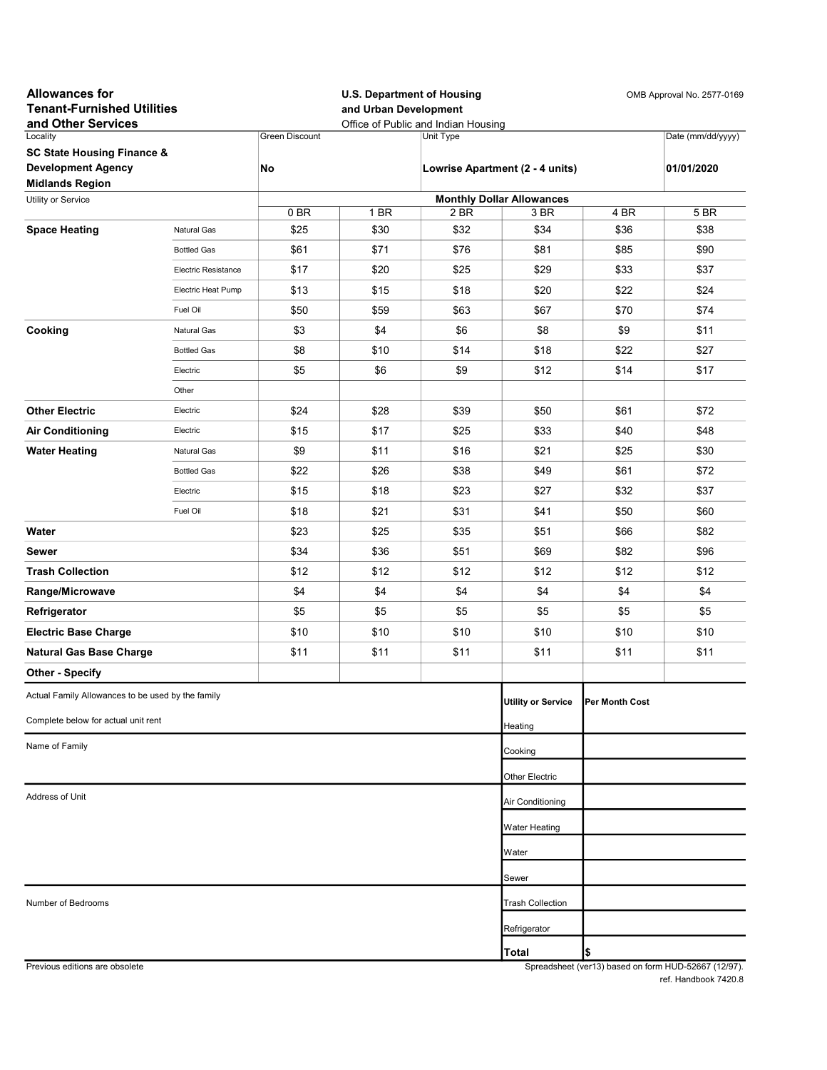**Allowances for Tenant-Furnished Utilities and Other Services**

**U.S. Department of Housing and Urban Development**
Office of Public and Indian Housing

OMB Approval No. 2577-0169

| Locality | Green Discount | Unit Type | Date (mm/dd/yyyy) |
|---|---|---|---|
| **SC State Housing Finance & Development Agency Midlands Region** | **No** | **Lowrise Apartment (2 - 4 units)** | **01/01/2020** |

| Utility or Service | | Monthly Dollar Allowances | | | | | |
|---|---|---|---|---|---|---|---|
| | | 0 BR | 1 BR | 2 BR | 3 BR | 4 BR | 5 BR |
| **Space Heating** | Natural Gas | $25 | $30 | $32 | $34 | $36 | $38 |
| | Bottled Gas | $61 | $71 | $76 | $81 | $85 | $90 |
| | Electric Resistance | $17 | $20 | $25 | $29 | $33 | $37 |
| | Electric Heat Pump | $13 | $15 | $18 | $20 | $22 | $24 |
| | Fuel Oil | $50 | $59 | $63 | $67 | $70 | $74 |
| **Cooking** | Natural Gas | $3 | $4 | $6 | $8 | $9 | $11 |
| | Bottled Gas | $8 | $10 | $14 | $18 | $22 | $27 |
| | Electric | $5 | $6 | $9 | $12 | $14 | $17 |
| | Other | | | | | | |
| **Other Electric** | Electric | $24 | $28 | $39 | $50 | $61 | $72 |
| **Air Conditioning** | Electric | $15 | $17 | $25 | $33 | $40 | $48 |
| **Water Heating** | Natural Gas | $9 | $11 | $16 | $21 | $25 | $30 |
| | Bottled Gas | $22 | $26 | $38 | $49 | $61 | $72 |
| | Electric | $15 | $18 | $23 | $27 | $32 | $37 |
| | Fuel Oil | $18 | $21 | $31 | $41 | $50 | $60 |
| **Water** | | $23 | $25 | $35 | $51 | $66 | $82 |
| **Sewer** | | $34 | $36 | $51 | $69 | $82 | $96 |
| **Trash Collection** | | $12 | $12 | $12 | $12 | $12 | $12 |
| **Range/Microwave** | | $4 | $4 | $4 | $4 | $4 | $4 |
| **Refrigerator** | | $5 | $5 | $5 | $5 | $5 | $5 |
| **Electric Base Charge** | | $10 | $10 | $10 | $10 | $10 | $10 |
| **Natural Gas Base Charge** | | $11 | $11 | $11 | $11 | $11 | $11 |
| **Other - Specify** | | | | | | | |

Actual Family Allowances to be used by the family

Complete below for actual unit rent

Name of Family

Address of Unit

Number of Bedrooms

| Utility or Service | Per Month Cost |
|---|---|
| Heating | |
| Cooking | |
| Other Electric | |
| Air Conditioning | |
| Water Heating | |
| Water | |
| Sewer | |
| Trash Collection | |
| Refrigerator | |
| **Total** | $ |

Previous editions are obsolete

Spreadsheet (ver13) based on form HUD-52667 (12/97).
ref. Handbook 7420.8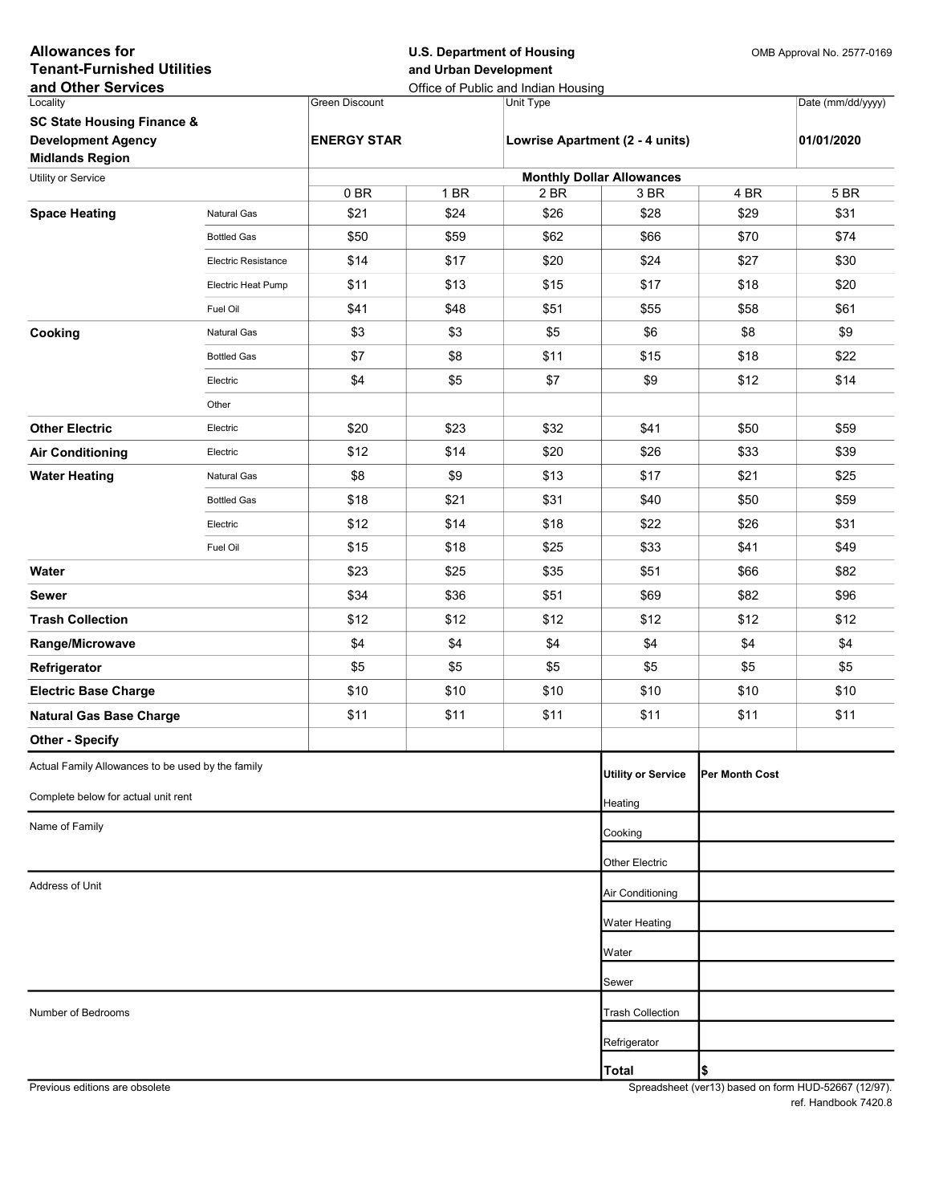**Allowances for Tenant-Furnished Utilities and Other Services**

**U.S. Department of Housing and Urban Development**
Office of Public and Indian Housing

OMB Approval No. 2577-0169

| Locality | Green Discount | Unit Type | Date (mm/dd/yyyy) |
|---|---|---|---|
| **SC State Housing Finance & Development Agency Midlands Region** | **ENERGY STAR** | **Lowrise Apartment (2 - 4 units)** | **01/01/2020** |

| Utility or Service | | Monthly Dollar Allowances | | | | | |
|---|---|---|---|---|---|---|---|
| | | 0 BR | 1 BR | 2 BR | 3 BR | 4 BR | 5 BR |
| **Space Heating** | Natural Gas | $21 | $24 | $26 | $28 | $29 | $31 |
| | Bottled Gas | $50 | $59 | $62 | $66 | $70 | $74 |
| | Electric Resistance | $14 | $17 | $20 | $24 | $27 | $30 |
| | Electric Heat Pump | $11 | $13 | $15 | $17 | $18 | $20 |
| | Fuel Oil | $41 | $48 | $51 | $55 | $58 | $61 |
| **Cooking** | Natural Gas | $3 | $3 | $5 | $6 | $8 | $9 |
| | Bottled Gas | $7 | $8 | $11 | $15 | $18 | $22 |
| | Electric | $4 | $5 | $7 | $9 | $12 | $14 |
| | Other | | | | | | |
| **Other Electric** | Electric | $20 | $23 | $32 | $41 | $50 | $59 |
| **Air Conditioning** | Electric | $12 | $14 | $20 | $26 | $33 | $39 |
| **Water Heating** | Natural Gas | $8 | $9 | $13 | $17 | $21 | $25 |
| | Bottled Gas | $18 | $21 | $31 | $40 | $50 | $59 |
| | Electric | $12 | $14 | $18 | $22 | $26 | $31 |
| | Fuel Oil | $15 | $18 | $25 | $33 | $41 | $49 |
| **Water** | | $23 | $25 | $35 | $51 | $66 | $82 |
| **Sewer** | | $34 | $36 | $51 | $69 | $82 | $96 |
| **Trash Collection** | | $12 | $12 | $12 | $12 | $12 | $12 |
| **Range/Microwave** | | $4 | $4 | $4 | $4 | $4 | $4 |
| **Refrigerator** | | $5 | $5 | $5 | $5 | $5 | $5 |
| **Electric Base Charge** | | $10 | $10 | $10 | $10 | $10 | $10 |
| **Natural Gas Base Charge** | | $11 | $11 | $11 | $11 | $11 | $11 |
| **Other - Specify** | | | | | | | |

Actual Family Allowances to be used by the family

Complete below for actual unit rent

Name of Family

Address of Unit

Number of Bedrooms

| Utility or Service | Per Month Cost |
|---|---|
| Heating | |
| Cooking | |
| Other Electric | |
| Air Conditioning | |
| Water Heating | |
| Water | |
| Sewer | |
| Trash Collection | |
| Refrigerator | |
| **Total** | **$** |

Previous editions are obsolete

Spreadsheet (ver13) based on form HUD-52667 (12/97).
ref. Handbook 7420.8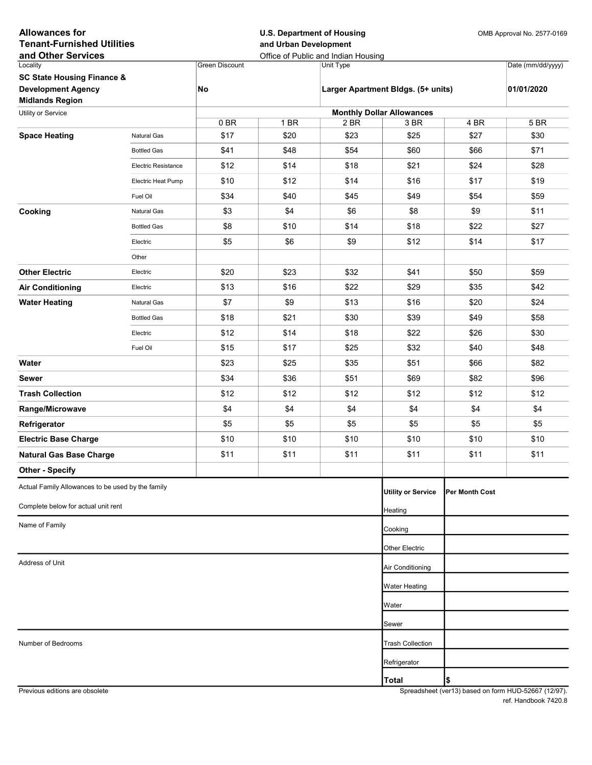**Allowances for Tenant-Furnished Utilities and Other Services**

**U.S. Department of Housing and Urban Development**
Office of Public and Indian Housing

OMB Approval No. 2577-0169

| Locality | Green Discount | Unit Type | Date (mm/dd/yyyy) |
|---|---|---|---|
| **SC State Housing Finance & Development Agency Midlands Region** | **No** | **Larger Apartment Bldgs. (5+ units)** | **01/01/2020** |

| Utility or Service | | Monthly Dollar Allowances | | | | | |
|---|---|---|---|---|---|---|---|
| | | 0 BR | 1 BR | 2 BR | 3 BR | 4 BR | 5 BR |
| **Space Heating** | Natural Gas | $17 | $20 | $23 | $25 | $27 | $30 |
| | Bottled Gas | $41 | $48 | $54 | $60 | $66 | $71 |
| | Electric Resistance | $12 | $14 | $18 | $21 | $24 | $28 |
| | Electric Heat Pump | $10 | $12 | $14 | $16 | $17 | $19 |
| | Fuel Oil | $34 | $40 | $45 | $49 | $54 | $59 |
| **Cooking** | Natural Gas | $3 | $4 | $6 | $8 | $9 | $11 |
| | Bottled Gas | $8 | $10 | $14 | $18 | $22 | $27 |
| | Electric | $5 | $6 | $9 | $12 | $14 | $17 |
| | Other | | | | | | |
| **Other Electric** | Electric | $20 | $23 | $32 | $41 | $50 | $59 |
| **Air Conditioning** | Electric | $13 | $16 | $22 | $29 | $35 | $42 |
| **Water Heating** | Natural Gas | $7 | $9 | $13 | $16 | $20 | $24 |
| | Bottled Gas | $18 | $21 | $30 | $39 | $49 | $58 |
| | Electric | $12 | $14 | $18 | $22 | $26 | $30 |
| | Fuel Oil | $15 | $17 | $25 | $32 | $40 | $48 |
| **Water** | | $23 | $25 | $35 | $51 | $66 | $82 |
| **Sewer** | | $34 | $36 | $51 | $69 | $82 | $96 |
| **Trash Collection** | | $12 | $12 | $12 | $12 | $12 | $12 |
| **Range/Microwave** | | $4 | $4 | $4 | $4 | $4 | $4 |
| **Refrigerator** | | $5 | $5 | $5 | $5 | $5 | $5 |
| **Electric Base Charge** | | $10 | $10 | $10 | $10 | $10 | $10 |
| **Natural Gas Base Charge** | | $11 | $11 | $11 | $11 | $11 | $11 |
| **Other - Specify** | | | | | | | |

Actual Family Allowances to be used by the family

Complete below for actual unit rent

Name of Family

Address of Unit

Number of Bedrooms

| Utility or Service | Per Month Cost |
|---|---|
| Heating | |
| Cooking | |
| Other Electric | |
| Air Conditioning | |
| Water Heating | |
| Water | |
| Sewer | |
| Trash Collection | |
| Refrigerator | |
| **Total** | $ |

Previous editions are obsolete

Spreadsheet (ver13) based on form HUD-52667 (12/97).
ref. Handbook 7420.8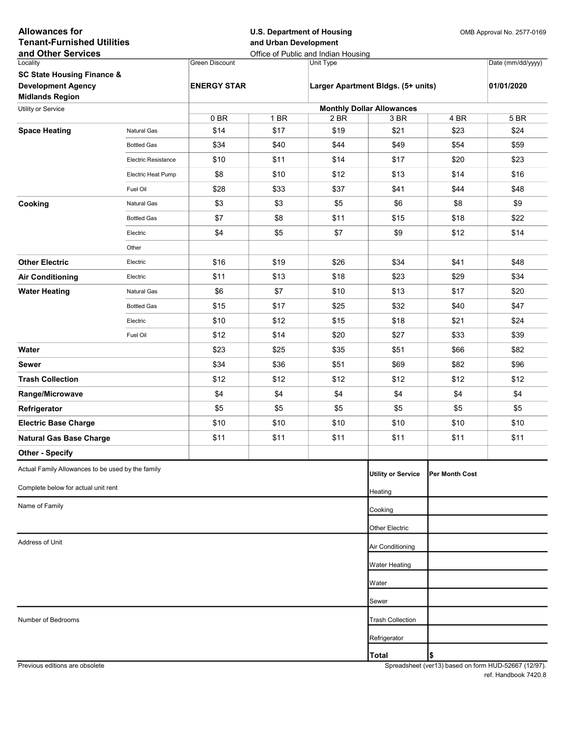**Allowances for Tenant-Furnished Utilities and Other Services**

**U.S. Department of Housing and Urban Development**
Office of Public and Indian Housing

OMB Approval No. 2577-0169

| Locality | Green Discount | Unit Type | Date (mm/dd/yyyy) |
|---|---|---|---|
| **SC State Housing Finance & Development Agency Midlands Region** | **ENERGY STAR** | **Larger Apartment Bldgs. (5+ units)** | **01/01/2020** |

| Utility or Service | | Monthly Dollar Allowances | | | | | |
|---|---|---|---|---|---|---|---|
| | | 0 BR | 1 BR | 2 BR | 3 BR | 4 BR | 5 BR |
| **Space Heating** | Natural Gas | $14 | $17 | $19 | $21 | $23 | $24 |
| | Bottled Gas | $34 | $40 | $44 | $49 | $54 | $59 |
| | Electric Resistance | $10 | $11 | $14 | $17 | $20 | $23 |
| | Electric Heat Pump | $8 | $10 | $12 | $13 | $14 | $16 |
| | Fuel Oil | $28 | $33 | $37 | $41 | $44 | $48 |
| **Cooking** | Natural Gas | $3 | $3 | $5 | $6 | $8 | $9 |
| | Bottled Gas | $7 | $8 | $11 | $15 | $18 | $22 |
| | Electric | $4 | $5 | $7 | $9 | $12 | $14 |
| | Other | | | | | | |
| **Other Electric** | Electric | $16 | $19 | $26 | $34 | $41 | $48 |
| **Air Conditioning** | Electric | $11 | $13 | $18 | $23 | $29 | $34 |
| **Water Heating** | Natural Gas | $6 | $7 | $10 | $13 | $17 | $20 |
| | Bottled Gas | $15 | $17 | $25 | $32 | $40 | $47 |
| | Electric | $10 | $12 | $15 | $18 | $21 | $24 |
| | Fuel Oil | $12 | $14 | $20 | $27 | $33 | $39 |
| **Water** | | $23 | $25 | $35 | $51 | $66 | $82 |
| **Sewer** | | $34 | $36 | $51 | $69 | $82 | $96 |
| **Trash Collection** | | $12 | $12 | $12 | $12 | $12 | $12 |
| **Range/Microwave** | | $4 | $4 | $4 | $4 | $4 | $4 |
| **Refrigerator** | | $5 | $5 | $5 | $5 | $5 | $5 |
| **Electric Base Charge** | | $10 | $10 | $10 | $10 | $10 | $10 |
| **Natural Gas Base Charge** | | $11 | $11 | $11 | $11 | $11 | $11 |
| **Other - Specify** | | | | | | | |

Actual Family Allowances to be used by the family

Complete below for actual unit rent

Name of Family

Address of Unit

Number of Bedrooms

| Utility or Service | Per Month Cost |
|---|---|
| Heating | |
| Cooking | |
| Other Electric | |
| Air Conditioning | |
| Water Heating | |
| Water | |
| Sewer | |
| Trash Collection | |
| Refrigerator | |
| **Total** | $ |

Previous editions are obsolete

Spreadsheet (ver13) based on form HUD-52667 (12/97).
ref. Handbook 7420.8